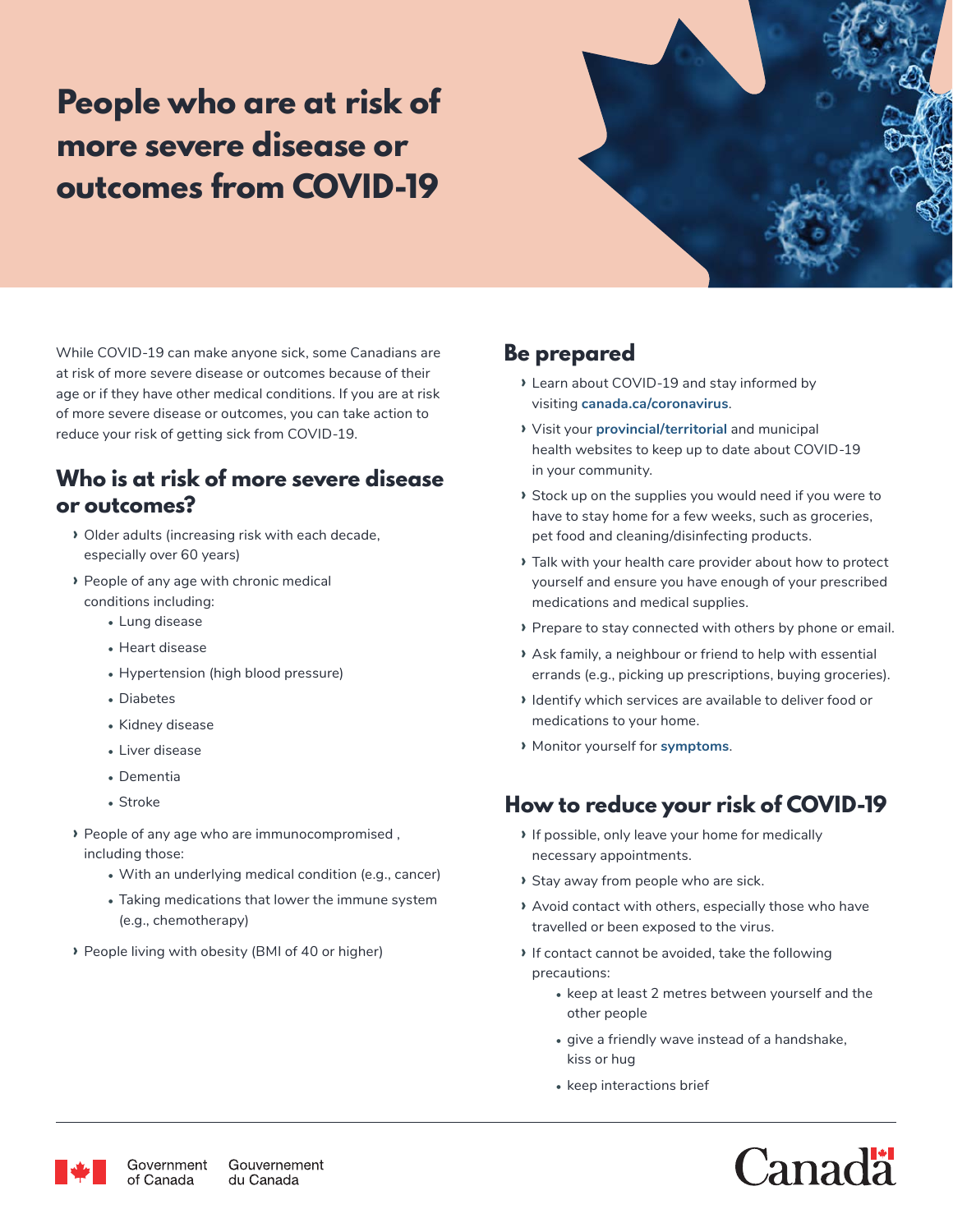# People who are at risk of more severe disease or outcomes from COVID-19

While COVID-19 can make anyone sick, some Canadians are at risk of more severe disease or outcomes because of their age or if they have other medical conditions. If you are at risk of more severe disease or outcomes, you can take action to reduce your risk of getting sick from COVID-19.

## Who is at risk of more severe disease or outcomes?

- Older adults (increasing risk with each decade, especially over 60 years)
- People of any age with chronic medical conditions including:
  - Lung disease
  - Heart disease
  - Hypertension (high blood pressure)
  - Diabetes
  - Kidney disease
  - Liver disease
  - Dementia
  - Stroke
- People of any age who are immunocompromised , including those:
  - With an underlying medical condition (e.g., cancer)
  - Taking medications that lower the immune system (e.g., chemotherapy)
- People living with obesity (BMI of 40 or higher)

## Be prepared

- Learn about COVID-19 and stay informed by visiting **canada.ca/coronavirus**.
- Visit your **provincial/territorial** and municipal health websites to keep up to date about COVID-19 in your community.
- Stock up on the supplies you would need if you were to have to stay home for a few weeks, such as groceries, pet food and cleaning/disinfecting products.
- Talk with your health care provider about how to protect yourself and ensure you have enough of your prescribed medications and medical supplies.
- Prepare to stay connected with others by phone or email.
- Ask family, a neighbour or friend to help with essential errands (e.g., picking up prescriptions, buying groceries).
- Identify which services are available to deliver food or medications to your home.
- Monitor yourself for **symptoms**.

## How to reduce your risk of COVID-19

- If possible, only leave your home for medically necessary appointments.
- Stay away from people who are sick.
- Avoid contact with others, especially those who have travelled or been exposed to the virus.
- If contact cannot be avoided, take the following precautions:
  - keep at least 2 metres between yourself and the other people
  - give a friendly wave instead of a handshake, kiss or hug
  - keep interactions brief

Government of Canada / Gouvernement du Canada

Canada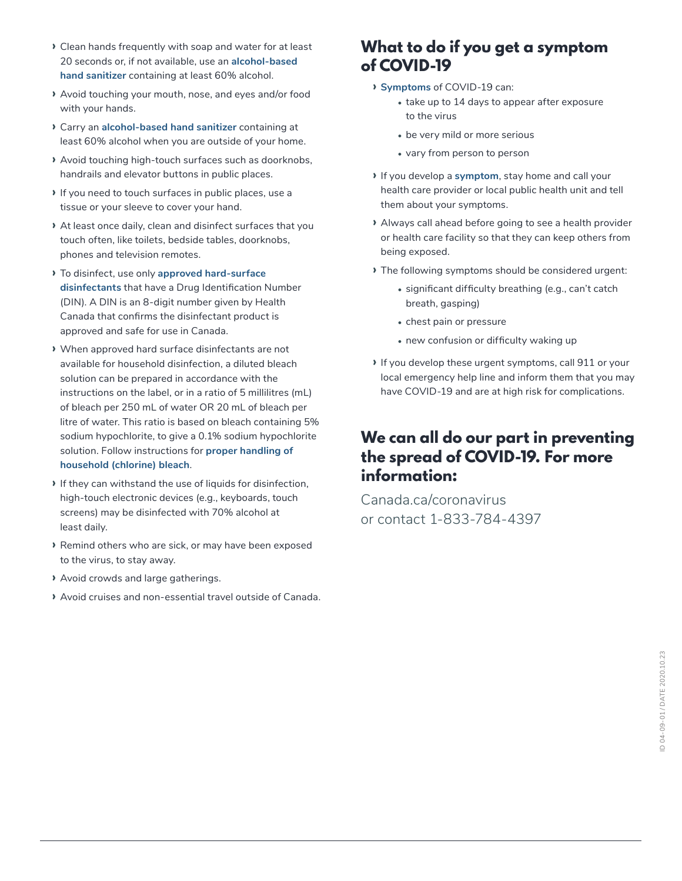- Clean hands frequently with soap and water for at least 20 seconds or, if not available, use an **alcohol-based hand sanitizer** containing at least 60% alcohol.
- Avoid touching your mouth, nose, and eyes and/or food with your hands.
- Carry an **alcohol-based hand sanitizer** containing at least 60% alcohol when you are outside of your home.
- Avoid touching high-touch surfaces such as doorknobs, handrails and elevator buttons in public places.
- If you need to touch surfaces in public places, use a tissue or your sleeve to cover your hand.
- At least once daily, clean and disinfect surfaces that you touch often, like toilets, bedside tables, doorknobs, phones and television remotes.
- To disinfect, use only **approved hard-surface disinfectants** that have a Drug Identification Number (DIN). A DIN is an 8-digit number given by Health Canada that confirms the disinfectant product is approved and safe for use in Canada.
- When approved hard surface disinfectants are not available for household disinfection, a diluted bleach solution can be prepared in accordance with the instructions on the label, or in a ratio of 5 millilitres (mL) of bleach per 250 mL of water OR 20 mL of bleach per litre of water. This ratio is based on bleach containing 5% sodium hypochlorite, to give a 0.1% sodium hypochlorite solution. Follow instructions for **proper handling of household (chlorine) bleach**.
- If they can withstand the use of liquids for disinfection, high-touch electronic devices (e.g., keyboards, touch screens) may be disinfected with 70% alcohol at least daily.
- Remind others who are sick, or may have been exposed to the virus, to stay away.
- Avoid crowds and large gatherings.
- Avoid cruises and non-essential travel outside of Canada.

## What to do if you get a symptom of COVID-19

- **Symptoms** of COVID-19 can:
  - take up to 14 days to appear after exposure to the virus
  - be very mild or more serious
  - vary from person to person
- If you develop a **symptom**, stay home and call your health care provider or local public health unit and tell them about your symptoms.
- Always call ahead before going to see a health provider or health care facility so that they can keep others from being exposed.
- The following symptoms should be considered urgent:
  - significant difficulty breathing (e.g., can't catch breath, gasping)
  - chest pain or pressure
  - new confusion or difficulty waking up
- If you develop these urgent symptoms, call 911 or your local emergency help line and inform them that you may have COVID-19 and are at high risk for complications.

## We can all do our part in preventing the spread of COVID-19. For more information:

Canada.ca/coronavirus
or contact 1-833-784-4397

ID 04-09-01/ DATE 2020.10.23